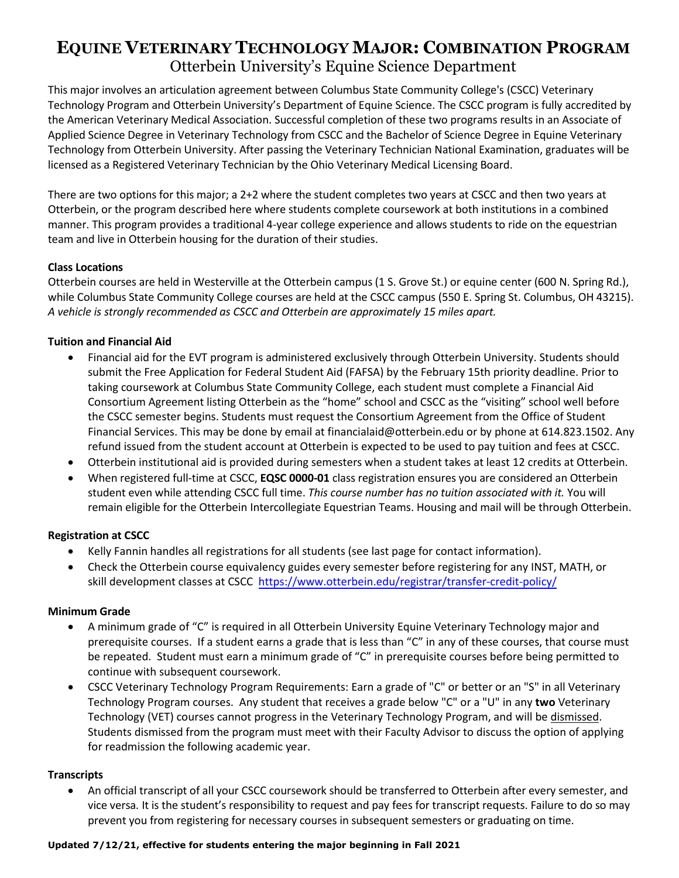# Equine Veterinary Technology Major: Combination Program

## Otterbein University's Equine Science Department

This major involves an articulation agreement between Columbus State Community College's (CSCC) Veterinary Technology Program and Otterbein University's Department of Equine Science. The CSCC program is fully accredited by the American Veterinary Medical Association. Successful completion of these two programs results in an Associate of Applied Science Degree in Veterinary Technology from CSCC and the Bachelor of Science Degree in Equine Veterinary Technology from Otterbein University. After passing the Veterinary Technician National Examination, graduates will be licensed as a Registered Veterinary Technician by the Ohio Veterinary Medical Licensing Board.

There are two options for this major; a 2+2 where the student completes two years at CSCC and then two years at Otterbein, or the program described here where students complete coursework at both institutions in a combined manner. This program provides a traditional 4-year college experience and allows students to ride on the equestrian team and live in Otterbein housing for the duration of their studies.

**Class Locations**

Otterbein courses are held in Westerville at the Otterbein campus (1 S. Grove St.) or equine center (600 N. Spring Rd.), while Columbus State Community College courses are held at the CSCC campus (550 E. Spring St. Columbus, OH 43215). *A vehicle is strongly recommended as CSCC and Otterbein are approximately 15 miles apart.*

**Tuition and Financial Aid**

- Financial aid for the EVT program is administered exclusively through Otterbein University. Students should submit the Free Application for Federal Student Aid (FAFSA) by the February 15th priority deadline. Prior to taking coursework at Columbus State Community College, each student must complete a Financial Aid Consortium Agreement listing Otterbein as the "home" school and CSCC as the "visiting" school well before the CSCC semester begins. Students must request the Consortium Agreement from the Office of Student Financial Services. This may be done by email at financialaid@otterbein.edu or by phone at 614.823.1502. Any refund issued from the student account at Otterbein is expected to be used to pay tuition and fees at CSCC.
- Otterbein institutional aid is provided during semesters when a student takes at least 12 credits at Otterbein.
- When registered full-time at CSCC, **EQSC 0000-01** class registration ensures you are considered an Otterbein student even while attending CSCC full time. *This course number has no tuition associated with it.* You will remain eligible for the Otterbein Intercollegiate Equestrian Teams. Housing and mail will be through Otterbein.

**Registration at CSCC**

- Kelly Fannin handles all registrations for all students (see last page for contact information).
- Check the Otterbein course equivalency guides every semester before registering for any INST, MATH, or skill development classes at CSCC https://www.otterbein.edu/registrar/transfer-credit-policy/

**Minimum Grade**

- A minimum grade of "C" is required in all Otterbein University Equine Veterinary Technology major and prerequisite courses. If a student earns a grade that is less than "C" in any of these courses, that course must be repeated. Student must earn a minimum grade of "C" in prerequisite courses before being permitted to continue with subsequent coursework.
- CSCC Veterinary Technology Program Requirements: Earn a grade of "C" or better or an "S" in all Veterinary Technology Program courses. Any student that receives a grade below "C" or a "U" in any **two** Veterinary Technology (VET) courses cannot progress in the Veterinary Technology Program, and will be dismissed. Students dismissed from the program must meet with their Faculty Advisor to discuss the option of applying for readmission the following academic year.

**Transcripts**

- An official transcript of all your CSCC coursework should be transferred to Otterbein after every semester, and vice versa. It is the student's responsibility to request and pay fees for transcript requests. Failure to do so may prevent you from registering for necessary courses in subsequent semesters or graduating on time.

**Updated 7/12/21, effective for students entering the major beginning in Fall 2021**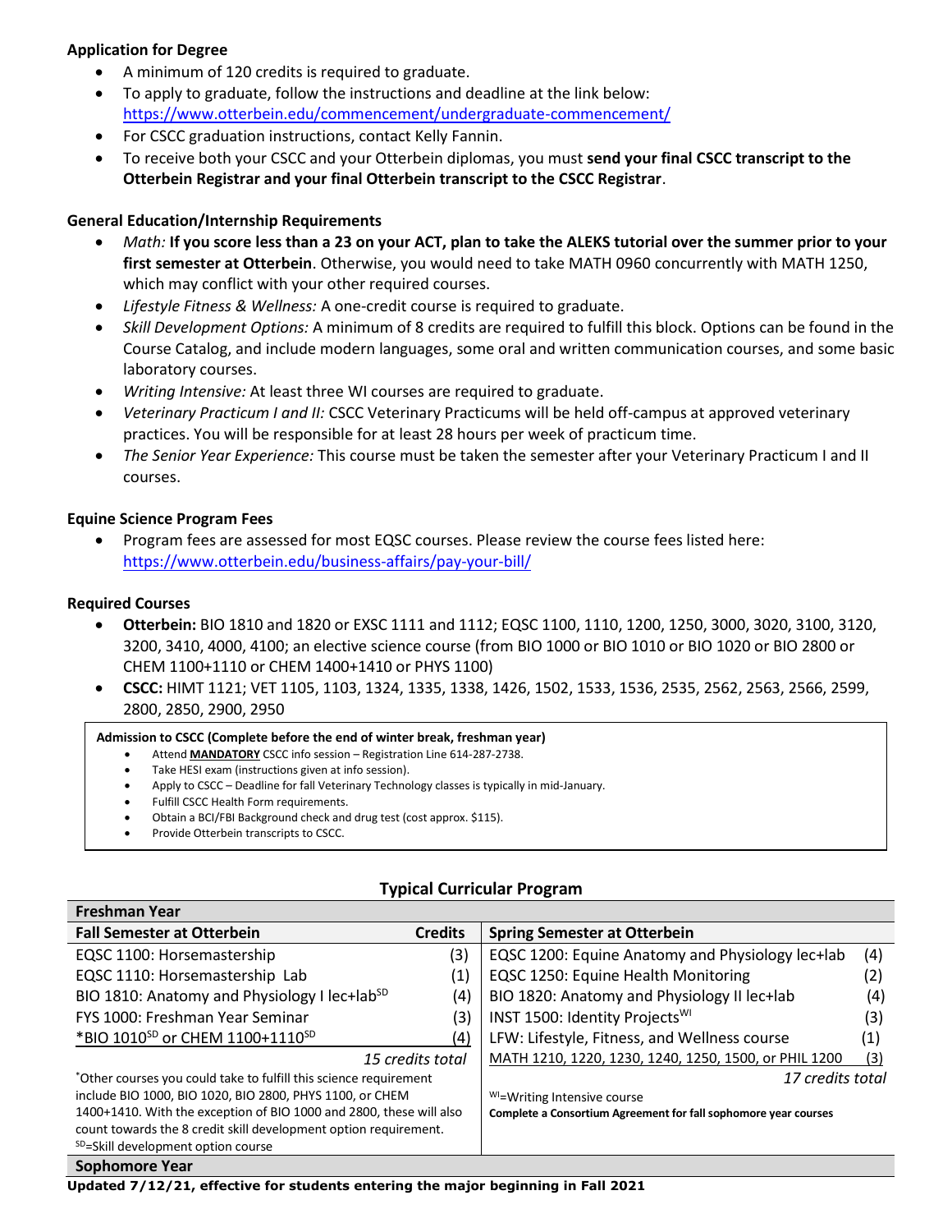**Application for Degree**

- A minimum of 120 credits is required to graduate.
- To apply to graduate, follow the instructions and deadline at the link below: https://www.otterbein.edu/commencement/undergraduate-commencement/
- For CSCC graduation instructions, contact Kelly Fannin.
- To receive both your CSCC and your Otterbein diplomas, you must **send your final CSCC transcript to the Otterbein Registrar and your final Otterbein transcript to the CSCC Registrar**.

**General Education/Internship Requirements**

- *Math:* **If you score less than a 23 on your ACT, plan to take the ALEKS tutorial over the summer prior to your first semester at Otterbein**. Otherwise, you would need to take MATH 0960 concurrently with MATH 1250, which may conflict with your other required courses.
- *Lifestyle Fitness & Wellness:* A one-credit course is required to graduate.
- *Skill Development Options:* A minimum of 8 credits are required to fulfill this block. Options can be found in the Course Catalog, and include modern languages, some oral and written communication courses, and some basic laboratory courses.
- *Writing Intensive:* At least three WI courses are required to graduate.
- *Veterinary Practicum I and II:* CSCC Veterinary Practicums will be held off-campus at approved veterinary practices. You will be responsible for at least 28 hours per week of practicum time.
- *The Senior Year Experience:* This course must be taken the semester after your Veterinary Practicum I and II courses.

**Equine Science Program Fees**

- Program fees are assessed for most EQSC courses. Please review the course fees listed here: https://www.otterbein.edu/business-affairs/pay-your-bill/

**Required Courses**

- **Otterbein:** BIO 1810 and 1820 or EXSC 1111 and 1112; EQSC 1100, 1110, 1200, 1250, 3000, 3020, 3100, 3120, 3200, 3410, 4000, 4100; an elective science course (from BIO 1000 or BIO 1010 or BIO 1020 or BIO 2800 or CHEM 1100+1110 or CHEM 1400+1410 or PHYS 1100)
- **CSCC:** HIMT 1121; VET 1105, 1103, 1324, 1335, 1338, 1426, 1502, 1533, 1536, 2535, 2562, 2563, 2566, 2599, 2800, 2850, 2900, 2950

**Admission to CSCC (Complete before the end of winter break, freshman year)**

- Attend **MANDATORY** CSCC info session – Registration Line 614-287-2738.
- Take HESI exam (instructions given at info session).
- Apply to CSCC – Deadline for fall Veterinary Technology classes is typically in mid-January.
- Fulfill CSCC Health Form requirements.
- Obtain a BCI/FBI Background check and drug test (cost approx. $115).
- Provide Otterbein transcripts to CSCC.

## Typical Curricular Program

**Freshman Year**

| Fall Semester at Otterbein | Credits | Spring Semester at Otterbein | |
|---|---|---|---|
| EQSC 1100: Horsemastership | (3) | EQSC 1200: Equine Anatomy and Physiology lec+lab | (4) |
| EQSC 1110: Horsemastership Lab | (1) | EQSC 1250: Equine Health Monitoring | (2) |
| BIO 1810: Anatomy and Physiology I lec+lab[SD] | (4) | BIO 1820: Anatomy and Physiology II lec+lab | (4) |
| FYS 1000: Freshman Year Seminar | (3) | INST 1500: Identity Projects[WI] | (3) |
| *BIO 1010[SD] or CHEM 1100+1110[SD] | (4) | LFW: Lifestyle, Fitness, and Wellness course | (1) |
| *15 credits total* | | MATH 1210, 1220, 1230, 1240, 1250, 1500, or PHIL 1200 | (3) |
| | | *17 credits total* | |

*Other courses you could take to fulfill this science requirement include BIO 1000, BIO 1020, BIO 2800, PHYS 1100, or CHEM 1400+1410. With the exception of BIO 1000 and 2800, these will also count towards the 8 credit skill development option requirement.

SD=Skill development option course

WI=Writing Intensive course

**Complete a Consortium Agreement for fall sophomore year courses**

**Sophomore Year**

**Updated 7/12/21, effective for students entering the major beginning in Fall 2021**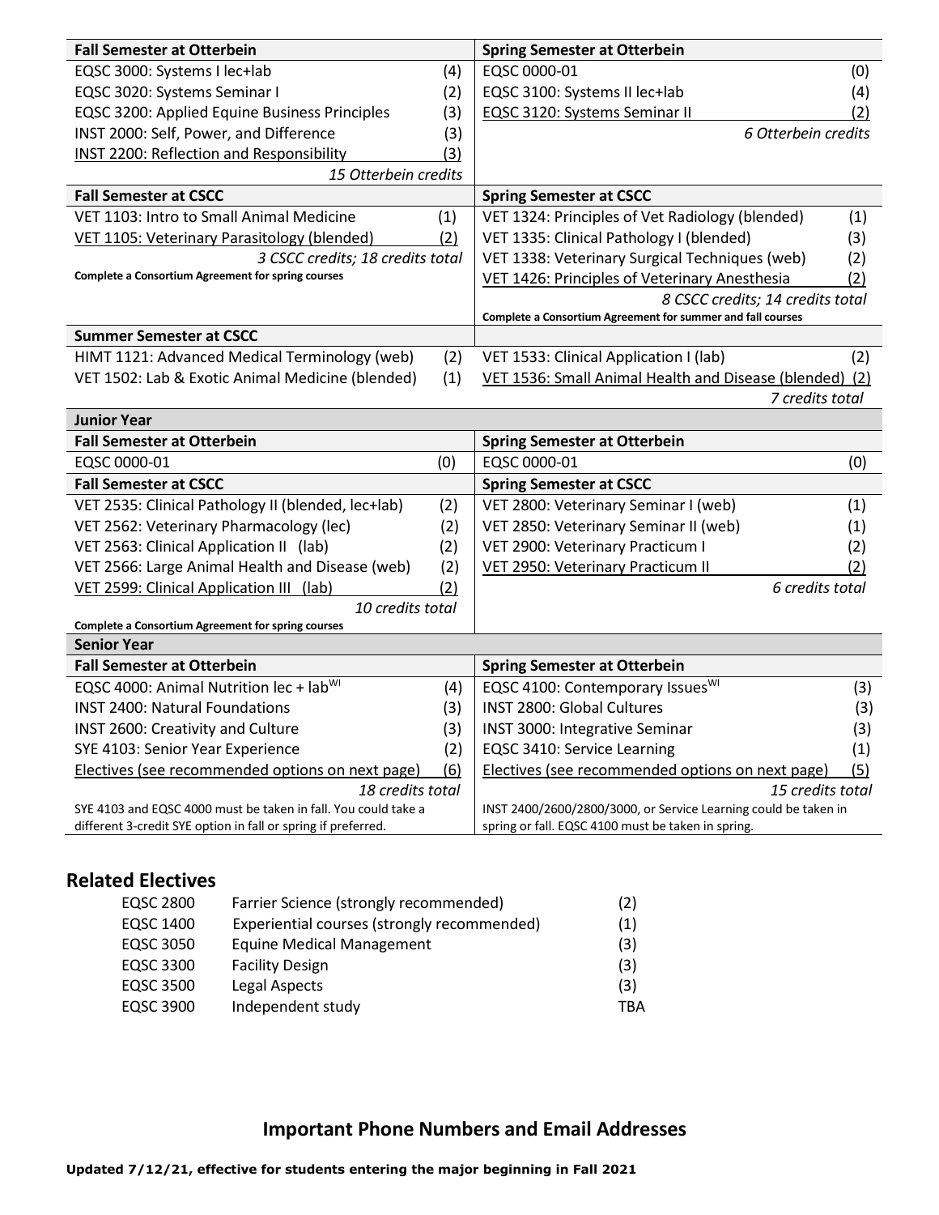| Fall Semester at Otterbein | | Spring Semester at Otterbein | |
|---|---|---|---|
| EQSC 3000: Systems I lec+lab | (4) | EQSC 0000-01 | (0) |
| EQSC 3020: Systems Seminar I | (2) | EQSC 3100: Systems II lec+lab | (4) |
| EQSC 3200: Applied Equine Business Principles | (3) | EQSC 3120: Systems Seminar II | (2) |
| INST 2000: Self, Power, and Difference | (3) | *6 Otterbein credits* | |
| INST 2200: Reflection and Responsibility | (3) | | |
| *15 Otterbein credits* | | | |
| **Fall Semester at CSCC** | | **Spring Semester at CSCC** | |
| VET 1103: Intro to Small Animal Medicine | (1) | VET 1324: Principles of Vet Radiology (blended) | (1) |
| VET 1105: Veterinary Parasitology (blended) | (2) | VET 1335: Clinical Pathology I (blended) | (3) |
| *3 CSCC credits; 18 credits total* | | VET 1338: Veterinary Surgical Techniques (web) | (2) |
| **Complete a Consortium Agreement for spring courses** | | VET 1426: Principles of Veterinary Anesthesia | (2) |
| | | *8 CSCC credits; 14 credits total* | |
| | | **Complete a Consortium Agreement for summer and fall courses** | |
| **Summer Semester at CSCC** | | | |
| HIMT 1121: Advanced Medical Terminology (web) | (2) | VET 1533: Clinical Application I (lab) | (2) |
| VET 1502: Lab & Exotic Animal Medicine (blended) | (1) | VET 1536: Small Animal Health and Disease (blended) | (2) |
| | | *7 credits total* | |
| **Junior Year** | | | |
| **Fall Semester at Otterbein** | | **Spring Semester at Otterbein** | |
| EQSC 0000-01 | (0) | EQSC 0000-01 | (0) |
| **Fall Semester at CSCC** | | **Spring Semester at CSCC** | |
| VET 2535: Clinical Pathology II (blended, lec+lab) | (2) | VET 2800: Veterinary Seminar I (web) | (1) |
| VET 2562: Veterinary Pharmacology (lec) | (2) | VET 2850: Veterinary Seminar II (web) | (1) |
| VET 2563: Clinical Application II (lab) | (2) | VET 2900: Veterinary Practicum I | (2) |
| VET 2566: Large Animal Health and Disease (web) | (2) | VET 2950: Veterinary Practicum II | (2) |
| VET 2599: Clinical Application III (lab) | (2) | *6 credits total* | |
| *10 credits total* | | | |
| **Complete a Consortium Agreement for spring courses** | | | |
| **Senior Year** | | | |
| **Fall Semester at Otterbein** | | **Spring Semester at Otterbein** | |
| EQSC 4000: Animal Nutrition lec + lab[WI] | (4) | EQSC 4100: Contemporary Issues[WI] | (3) |
| INST 2400: Natural Foundations | (3) | INST 2800: Global Cultures | (3) |
| INST 2600: Creativity and Culture | (3) | INST 3000: Integrative Seminar | (3) |
| SYE 4103: Senior Year Experience | (2) | EQSC 3410: Service Learning | (1) |
| Electives (see recommended options on next page) | (6) | Electives (see recommended options on next page) | (5) |
| *18 credits total* | | *15 credits total* | |
| SYE 4103 and EQSC 4000 must be taken in fall. You could take a different 3-credit SYE option in fall or spring if preferred. | | INST 2400/2600/2800/3000, or Service Learning could be taken in spring or fall. EQSC 4100 must be taken in spring. | |

## Related Electives

| | | |
|---|---|---|
| EQSC 2800 | Farrier Science (strongly recommended) | (2) |
| EQSC 1400 | Experiential courses (strongly recommended) | (1) |
| EQSC 3050 | Equine Medical Management | (3) |
| EQSC 3300 | Facility Design | (3) |
| EQSC 3500 | Legal Aspects | (3) |
| EQSC 3900 | Independent study | TBA |

## Important Phone Numbers and Email Addresses

**Updated 7/12/21, effective for students entering the major beginning in Fall 2021**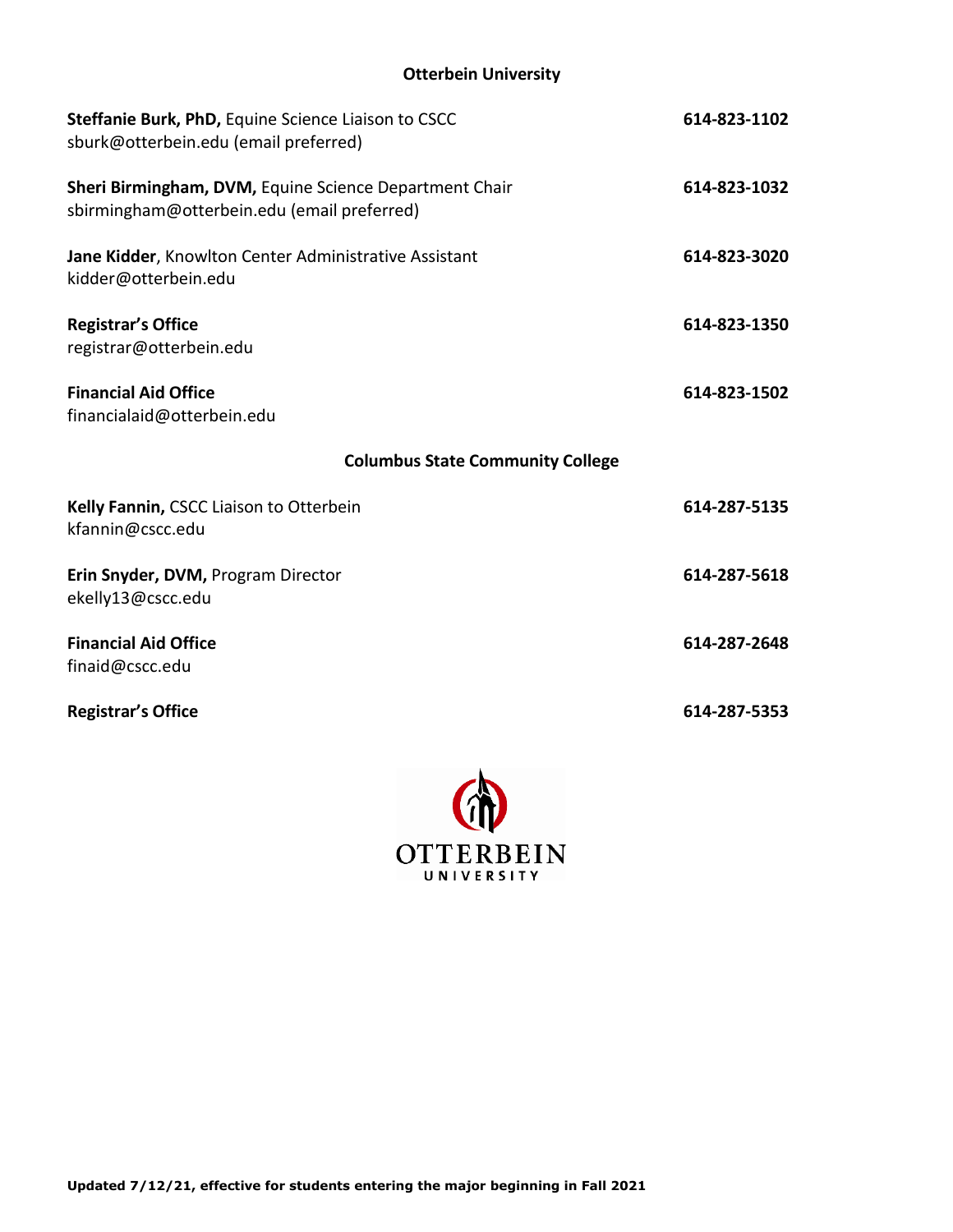## Otterbein University

**Steffanie Burk, PhD,** Equine Science Liaison to CSCC — **614-823-1102**
sburk@otterbein.edu (email preferred)

**Sheri Birmingham, DVM,** Equine Science Department Chair — **614-823-1032**
sbirmingham@otterbein.edu (email preferred)

**Jane Kidder**, Knowlton Center Administrative Assistant — **614-823-3020**
kidder@otterbein.edu

**Registrar's Office** — **614-823-1350**
registrar@otterbein.edu

**Financial Aid Office** — **614-823-1502**
financialaid@otterbein.edu

## Columbus State Community College

**Kelly Fannin,** CSCC Liaison to Otterbein — **614-287-5135**
kfannin@cscc.edu

**Erin Snyder, DVM,** Program Director — **614-287-5618**
ekelly13@cscc.edu

**Financial Aid Office** — **614-287-2648**
finaid@cscc.edu

**Registrar's Office** — **614-287-5353**

OTTERBEIN UNIVERSITY

**Updated 7/12/21, effective for students entering the major beginning in Fall 2021**